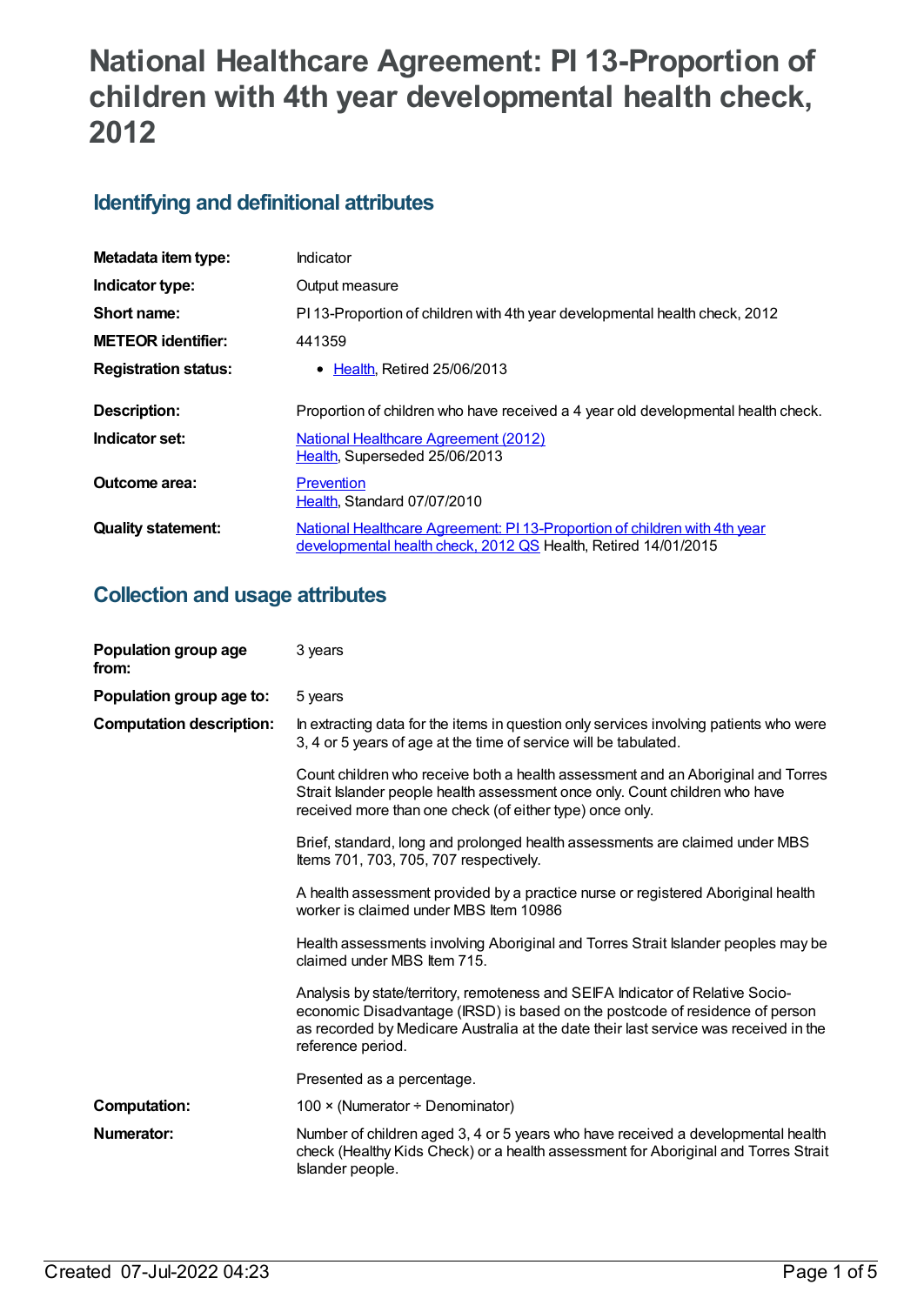# National Healthcare Agreement: PI 13-Proportion of children with 4th year developmental health check, 2012

## Identifying and definitional attributes

| | |
|---|---|
| **Metadata item type:** | Indicator |
| **Indicator type:** | Output measure |
| **Short name:** | PI 13-Proportion of children with 4th year developmental health check, 2012 |
| **METEOR identifier:** | 441359 |
| **Registration status:** | • Health, Retired 25/06/2013 |
| **Description:** | Proportion of children who have received a 4 year old developmental health check. |
| **Indicator set:** | National Healthcare Agreement (2012)<br>Health, Superseded 25/06/2013 |
| **Outcome area:** | Prevention<br>Health, Standard 07/07/2010 |
| **Quality statement:** | National Healthcare Agreement: PI 13-Proportion of children with 4th year developmental health check, 2012 QS Health, Retired 14/01/2015 |

## Collection and usage attributes

**Population group age from:** 3 years

**Population group age to:** 5 years

**Computation description:**

In extracting data for the items in question only services involving patients who were 3, 4 or 5 years of age at the time of service will be tabulated.

Count children who receive both a health assessment and an Aboriginal and Torres Strait Islander people health assessment once only. Count children who have received more than one check (of either type) once only.

Brief, standard, long and prolonged health assessments are claimed under MBS Items 701, 703, 705, 707 respectively.

A health assessment provided by a practice nurse or registered Aboriginal health worker is claimed under MBS Item 10986

Health assessments involving Aboriginal and Torres Strait Islander peoples may be claimed under MBS Item 715.

Analysis by state/territory, remoteness and SEIFA Indicator of Relative Socio-economic Disadvantage (IRSD) is based on the postcode of residence of person as recorded by Medicare Australia at the date their last service was received in the reference period.

Presented as a percentage.

**Computation:** 100 × (Numerator ÷ Denominator)

**Numerator:** Number of children aged 3, 4 or 5 years who have received a developmental health check (Healthy Kids Check) or a health assessment for Aboriginal and Torres Strait Islander people.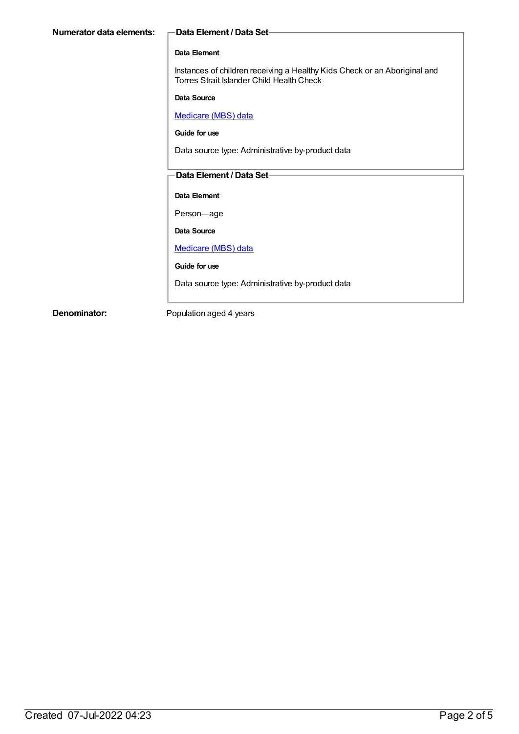**Numerator data elements:**

**Data Element / Data Set**

**Data Element**

Instances of children receiving a Healthy Kids Check or an Aboriginal and Torres Strait Islander Child Health Check

**Data Source**

Medicare (MBS) data

**Guide for use**

Data source type: Administrative by-product data

**Data Element / Data Set**

**Data Element**

Person—age

**Data Source**

Medicare (MBS) data

**Guide for use**

Data source type: Administrative by-product data

**Denominator:** Population aged 4 years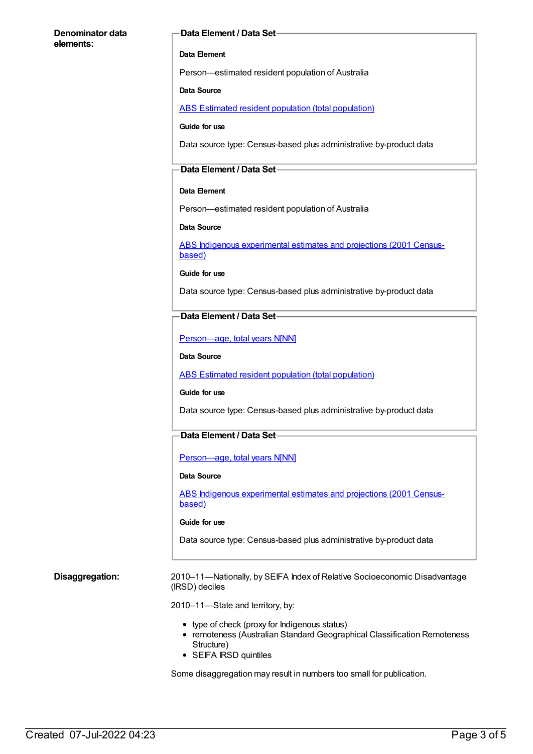**Denominator data elements:**

**Data Element / Data Set**

**Data Element**

Person—estimated resident population of Australia

**Data Source**

ABS Estimated resident population (total population)

**Guide for use**

Data source type: Census-based plus administrative by-product data

**Data Element / Data Set**

**Data Element**

Person—estimated resident population of Australia

**Data Source**

ABS Indigenous experimental estimates and projections (2001 Census-based)

**Guide for use**

Data source type: Census-based plus administrative by-product data

**Data Element / Data Set**

Person—age, total years N[NN]

**Data Source**

ABS Estimated resident population (total population)

**Guide for use**

Data source type: Census-based plus administrative by-product data

**Data Element / Data Set**

Person—age, total years N[NN]

**Data Source**

ABS Indigenous experimental estimates and projections (2001 Census-based)

**Guide for use**

Data source type: Census-based plus administrative by-product data

**Disaggregation:**

2010–11—Nationally, by SEIFA Index of Relative Socioeconomic Disadvantage (IRSD) deciles

2010–11—State and territory, by:

- type of check (proxy for Indigenous status)
- remoteness (Australian Standard Geographical Classification Remoteness Structure)
- SEIFA IRSD quintiles

Some disaggregation may result in numbers too small for publication.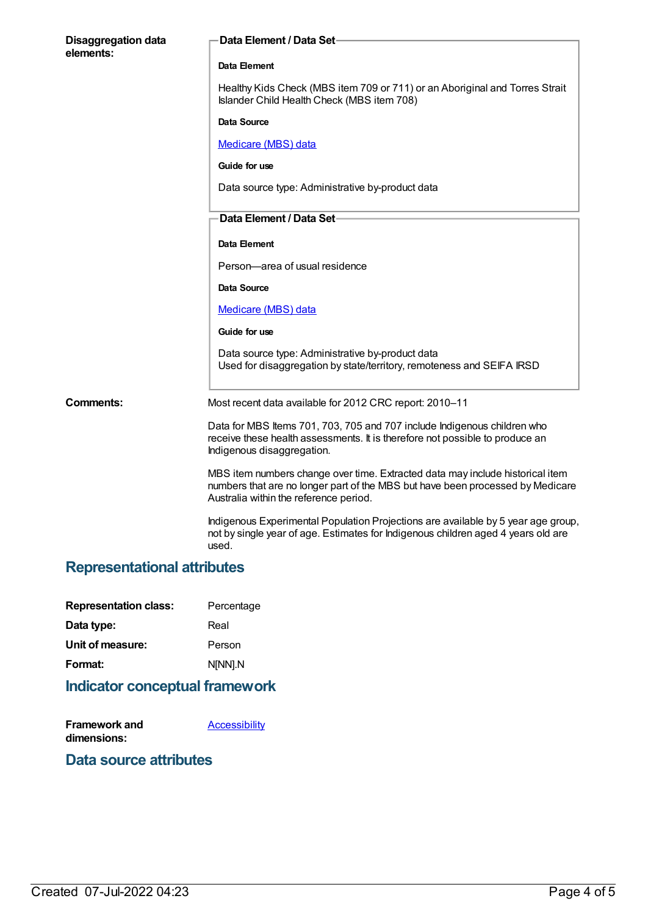**Disaggregation data elements:**

**Data Element / Data Set**

**Data Element**

Healthy Kids Check (MBS item 709 or 711) or an Aboriginal and Torres Strait Islander Child Health Check (MBS item 708)

**Data Source**

Medicare (MBS) data

**Guide for use**

Data source type: Administrative by-product data

**Data Element / Data Set**

**Data Element**

Person—area of usual residence

**Data Source**

Medicare (MBS) data

**Guide for use**

Data source type: Administrative by-product data
Used for disaggregation by state/territory, remoteness and SEIFA IRSD

**Comments:**

Most recent data available for 2012 CRC report: 2010–11

Data for MBS Items 701, 703, 705 and 707 include Indigenous children who receive these health assessments. It is therefore not possible to produce an Indigenous disaggregation.

MBS item numbers change over time. Extracted data may include historical item numbers that are no longer part of the MBS but have been processed by Medicare Australia within the reference period.

Indigenous Experimental Population Projections are available by 5 year age group, not by single year of age. Estimates for Indigenous children aged 4 years old are used.

## Representational attributes

**Representation class:** Percentage

**Data type:** Real

**Unit of measure:** Person

**Format:** N[NN].N

## Indicator conceptual framework

**Framework and dimensions:** Accessibility

## Data source attributes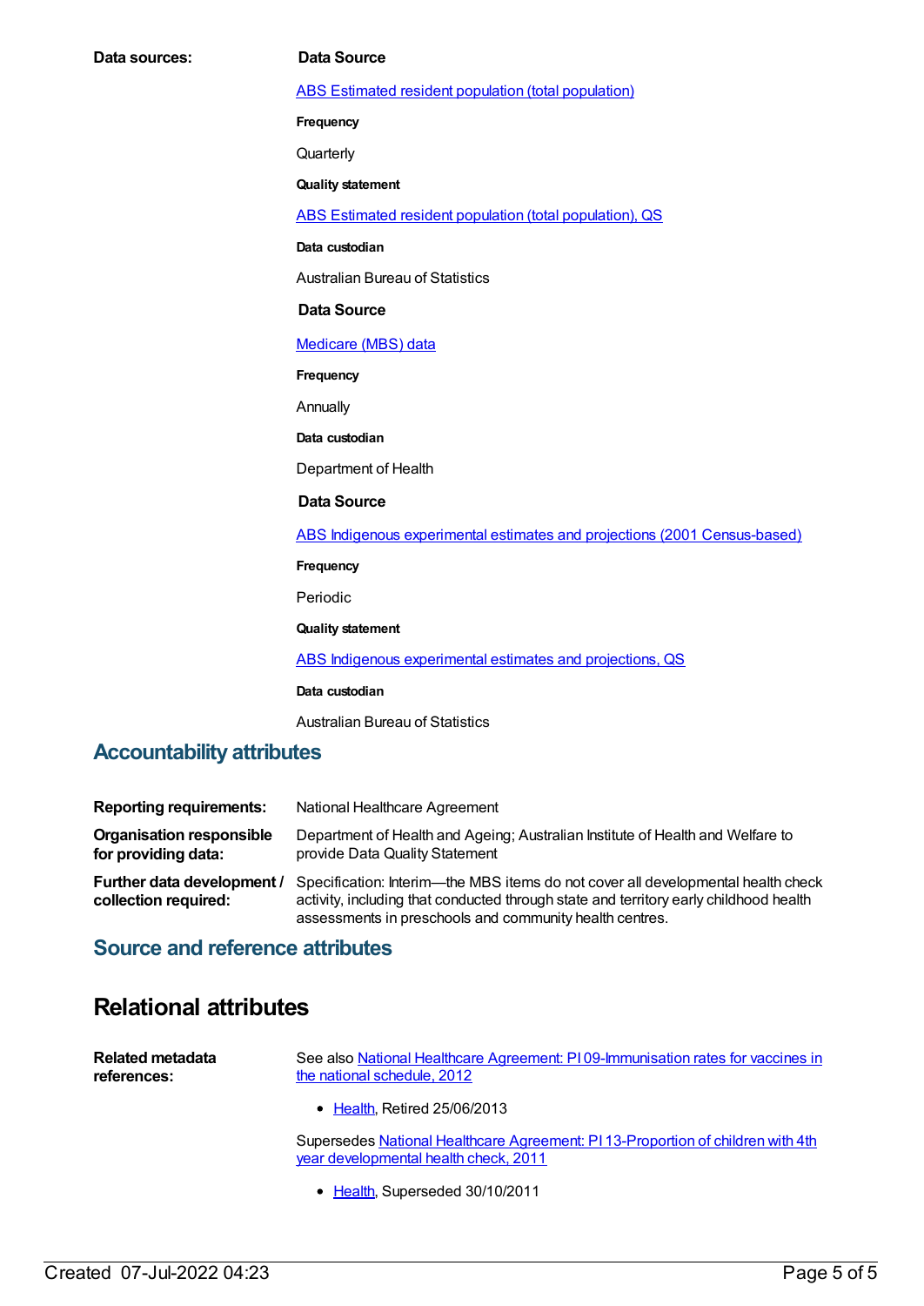**Data sources:**

### Data Source

[ABS Estimated resident population (total population)]

**Frequency**

Quarterly

**Quality statement**

[ABS Estimated resident population (total population), QS]

**Data custodian**

Australian Bureau of Statistics

### Data Source

[Medicare (MBS) data]

**Frequency**

Annually

**Data custodian**

Department of Health

### Data Source

[ABS Indigenous experimental estimates and projections (2001 Census-based)]

**Frequency**

Periodic

**Quality statement**

[ABS Indigenous experimental estimates and projections, QS]

**Data custodian**

Australian Bureau of Statistics

## Accountability attributes

**Reporting requirements:** National Healthcare Agreement

**Organisation responsible for providing data:** Department of Health and Ageing; Australian Institute of Health and Welfare to provide Data Quality Statement

**Further data development / collection required:** Specification: Interim—the MBS items do not cover all developmental health check activity, including that conducted through state and territory early childhood health assessments in preschools and community health centres.

## Source and reference attributes

# Relational attributes

**Related metadata references:**

See also [National Healthcare Agreement: PI 09-Immunisation rates for vaccines in the national schedule, 2012]

- [Health], Retired 25/06/2013

Supersedes [National Healthcare Agreement: PI 13-Proportion of children with 4th year developmental health check, 2011]

- [Health], Superseded 30/10/2011